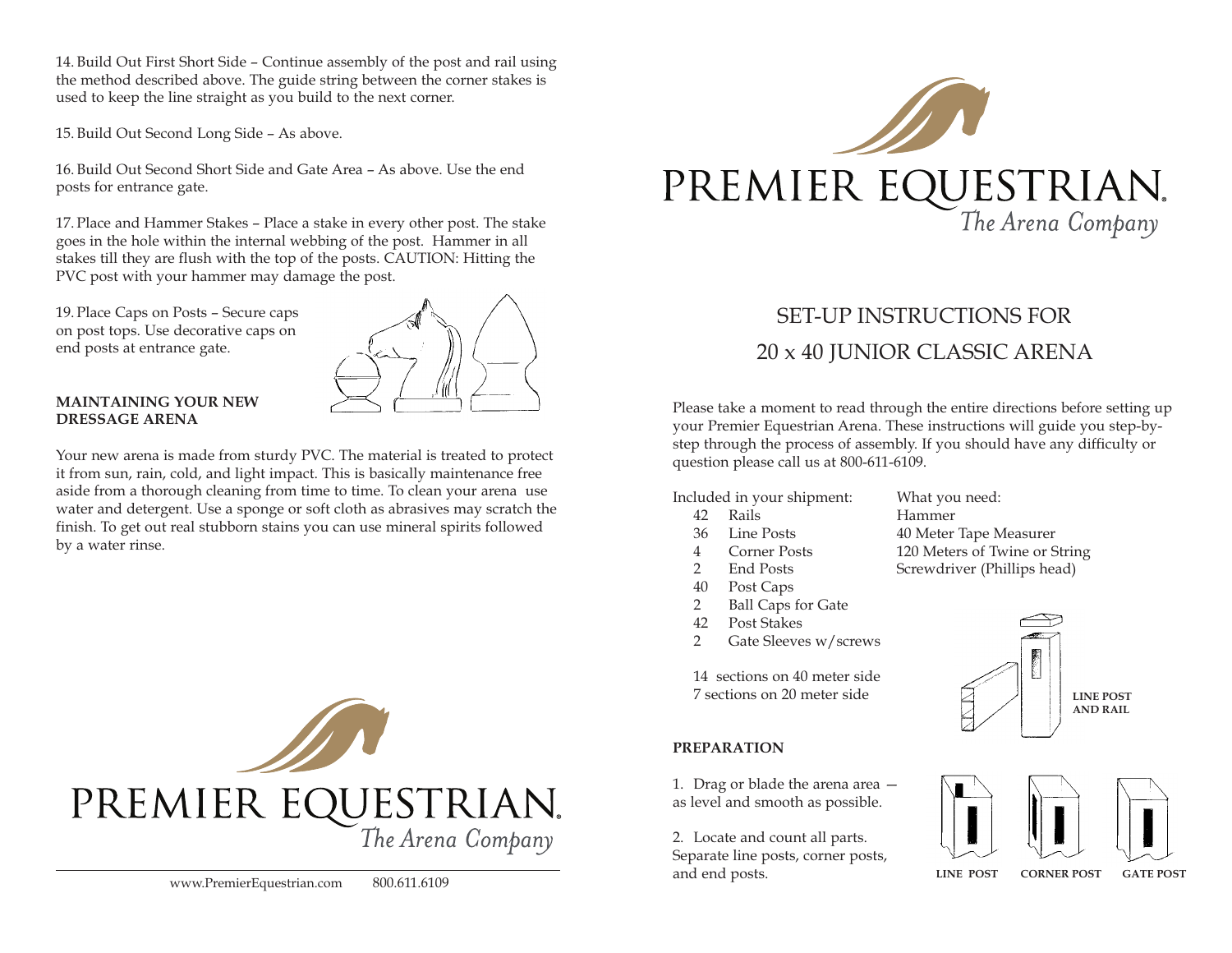14. Build Out First Short Side – Continue assembly of the post and rail using the method described above. The guide string between the corner stakes is used to keep the line straight as you build to the next corner.

15. Build Out Second Long Side – As above.

16. Build Out Second Short Side and Gate Area – As above. Use the end posts for entrance gate.

17. Place and Hammer Stakes – Place a stake in every other post. The stake goes in the hole within the internal webbing of the post. Hammer in all stakes till they are flush with the top of the posts. CAUTION: Hitting the PVC post with your hammer may damage the post.

19. Place Caps on Posts – Secure caps on post tops. Use decorative caps on end posts at entrance gate.

**MAINTAINING YOUR NEW DRESSAGE ARENA**

Your new arena is made from sturdy PVC. The material is treated to protect it from sun, rain, cold, and light impact. This is basically maintenance free aside from a thorough cleaning from time to time. To clean your arena use water and detergent. Use a sponge or soft cloth as abrasives may scratch the finish. To get out real stubborn stains you can use mineral spirits followed by a water rinse.

PREMIER EQUESTRIAN
*The Arena Company*

www.PremierEquestrian.com 800.611.6109

PREMIER EQUESTRIAN
*The Arena Company*

# SET-UP INSTRUCTIONS FOR 20 x 40 JUNIOR CLASSIC ARENA

Please take a moment to read through the entire directions before setting up your Premier Equestrian Arena. These instructions will guide you step-by-step through the process of assembly. If you should have any difficulty or question please call us at 800-611-6109.

Included in your shipment:

- 42 Rails
- 36 Line Posts
- 4 Corner Posts
- 2 End Posts
- 40 Post Caps
- 2 Ball Caps for Gate
- 42 Post Stakes
- 2 Gate Sleeves w/screws

14 sections on 40 meter side
7 sections on 20 meter side

What you need:

- Hammer
- 40 Meter Tape Measurer
- 120 Meters of Twine or String
- Screwdriver (Phillips head)

LINE POST AND RAIL

LINE POST CORNER POST GATE POST

**PREPARATION**

1. Drag or blade the arena area — as level and smooth as possible.

2. Locate and count all parts. Separate line posts, corner posts, and end posts.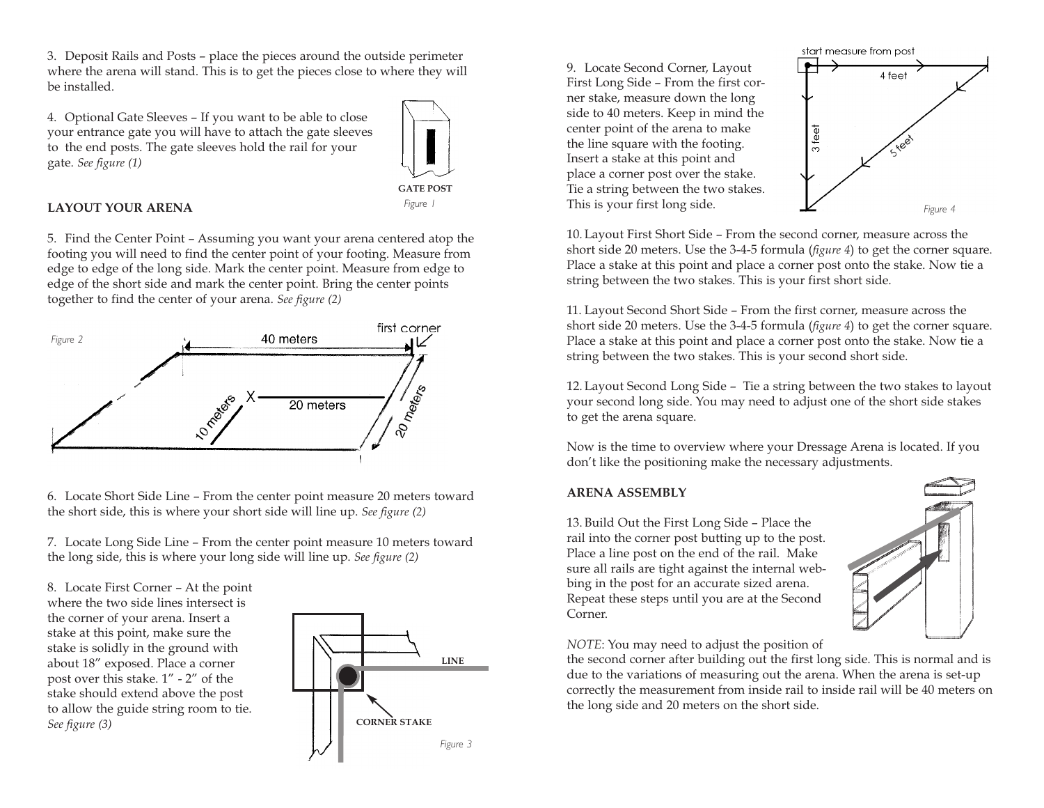3. Deposit Rails and Posts – place the pieces around the outside perimeter where the arena will stand. This is to get the pieces close to where they will be installed.

4. Optional Gate Sleeves – If you want to be able to close your entrance gate you will have to attach the gate sleeves to the end posts. The gate sleeves hold the rail for your gate. *See figure (1)*

GATE POST

*Figure 1*

## LAYOUT YOUR ARENA

5. Find the Center Point – Assuming you want your arena centered atop the footing you will need to find the center point of your footing. Measure from edge to edge of the long side. Mark the center point. Measure from edge to edge of the short side and mark the center point. Bring the center points together to find the center of your arena. *See figure (2)*

*Figure 2*

40 meters

first corner

10 meters

X

20 meters

20 meters

6. Locate Short Side Line – From the center point measure 20 meters toward the short side, this is where your short side will line up. *See figure (2)*

7. Locate Long Side Line – From the center point measure 10 meters toward the long side, this is where your long side will line up. *See figure (2)*

8. Locate First Corner – At the point where the two side lines intersect is the corner of your arena. Insert a stake at this point, make sure the stake is solidly in the ground with about 18” exposed. Place a corner post over this stake. 1” - 2” of the stake should extend above the post to allow the guide string room to tie. *See figure (3)*

LINE

CORNER STAKE

*Figure 3*

9. Locate Second Corner, Layout First Long Side – From the first corner stake, measure down the long side to 40 meters. Keep in mind the center point of the arena to make the line square with the footing. Insert a stake at this point and place a corner post over the stake. Tie a string between the two stakes. This is your first long side.

start measure from post

4 feet

3 feet

5 feet

*Figure 4*

10. Layout First Short Side – From the second corner, measure across the short side 20 meters. Use the 3-4-5 formula (*figure 4*) to get the corner square. Place a stake at this point and place a corner post onto the stake. Now tie a string between the two stakes. This is your first short side.

11. Layout Second Short Side – From the first corner, measure across the short side 20 meters. Use the 3-4-5 formula (*figure 4*) to get the corner square. Place a stake at this point and place a corner post onto the stake. Now tie a string between the two stakes. This is your second short side.

12. Layout Second Long Side – Tie a string between the two stakes to layout your second long side. You may need to adjust one of the short side stakes to get the arena square.

Now is the time to overview where your Dressage Arena is located. If you don’t like the positioning make the necessary adjustments.

## ARENA ASSEMBLY

13. Build Out the First Long Side – Place the rail into the corner post butting up to the post. Place a line post on the end of the rail. Make sure all rails are tight against the internal webbing in the post for an accurate sized arena. Repeat these steps until you are at the Second Corner.

*NOTE*: You may need to adjust the position of the second corner after building out the first long side. This is normal and is due to the variations of measuring out the arena. When the arena is set-up correctly the measurement from inside rail to inside rail will be 40 meters on the long side and 20 meters on the short side.